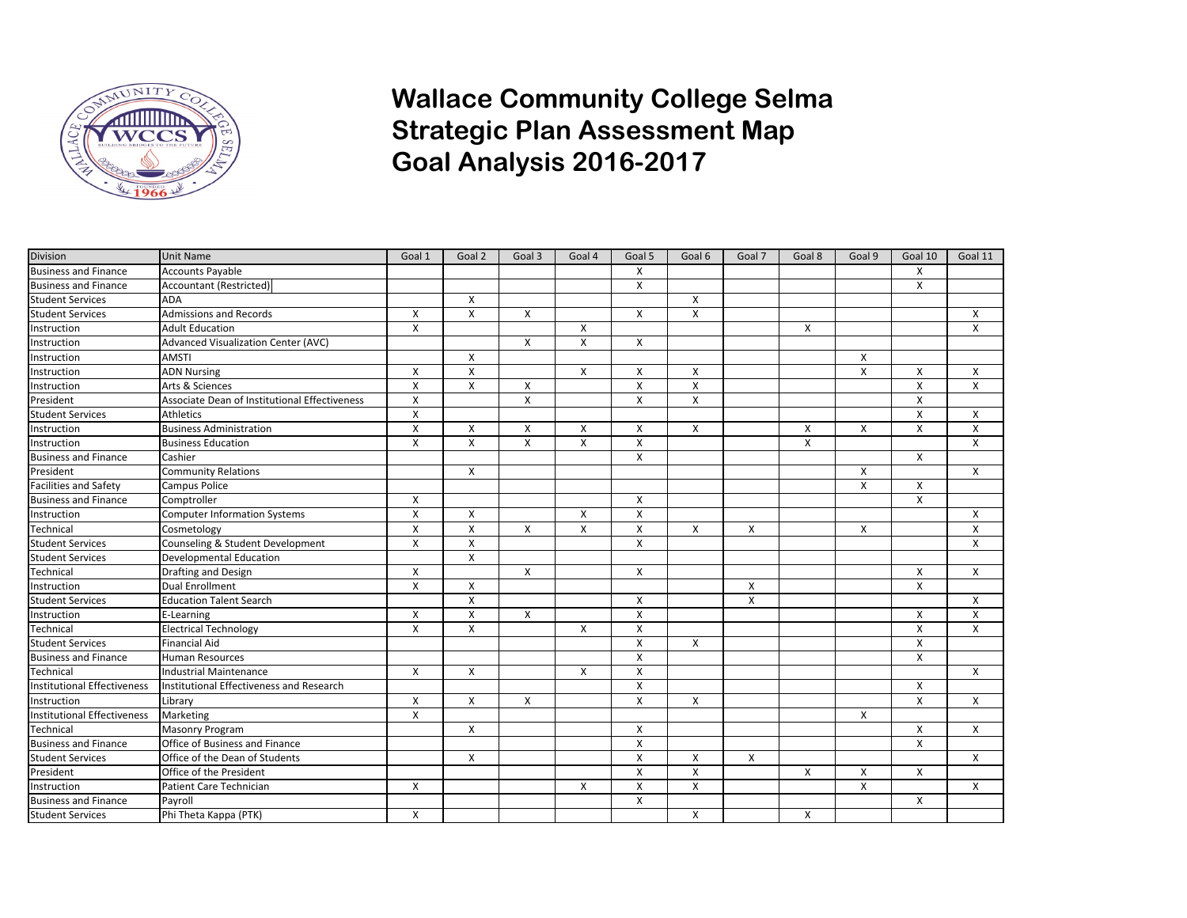# Wallace Community College Selma
# Strategic Plan Assessment Map
# Goal Analysis 2016-2017

| Division | Unit Name | Goal 1 | Goal 2 | Goal 3 | Goal 4 | Goal 5 | Goal 6 | Goal 7 | Goal 8 | Goal 9 | Goal 10 | Goal 11 |
|---|---|---|---|---|---|---|---|---|---|---|---|---|
| Business and Finance | Accounts Payable | | | | | X | | | | | X | |
| Business and Finance | Accountant (Restricted) | | | | | X | | | | | X | |
| Student Services | ADA | | X | | | | X | | | | | |
| Student Services | Admissions and Records | X | X | X | | X | X | | | | | X |
| Instruction | Adult Education | X | | | X | | | | X | | | X |
| Instruction | Advanced Visualization Center (AVC) | | | X | X | X | | | | | | |
| Instruction | AMSTI | | X | | | | | | | X | | |
| Instruction | ADN Nursing | X | X | | X | X | X | | | X | X | X |
| Instruction | Arts & Sciences | X | X | X | | X | X | | | | X | X |
| President | Associate Dean of Institutional Effectiveness | X | | X | | X | X | | | | X | |
| Student Services | Athletics | X | | | | | | | | | X | X |
| Instruction | Business Administration | X | X | X | X | X | X | | X | X | X | X |
| Instruction | Business Education | X | X | X | X | X | | | X | | | X |
| Business and Finance | Cashier | | | | | X | | | | | X | |
| President | Community Relations | | X | | | | | | | X | | X |
| Facilities and Safety | Campus Police | | | | | | | | | X | X | |
| Business and Finance | Comptroller | X | | | | X | | | | | X | |
| Instruction | Computer Information Systems | X | X | | X | X | | | | | | X |
| Technical | Cosmetology | X | X | X | X | X | X | X | | X | | X |
| Student Services | Counseling & Student Development | X | X | | | X | | | | | | X |
| Student Services | Developmental Education | | X | | | | | | | | | |
| Technical | Drafting and Design | X | | X | | X | | | | | X | X |
| Instruction | Dual Enrollment | X | X | | | | | X | | | X | |
| Student Services | Education Talent Search | | X | | | X | | X | | | | X |
| Instruction | E-Learning | X | X | X | | X | | | | | X | X |
| Technical | Electrical Technology | X | X | | X | X | | | | | X | X |
| Student Services | Financial Aid | | | | | X | X | | | | X | |
| Business and Finance | Human Resources | | | | | X | | | | | X | |
| Technical | Industrial Maintenance | X | X | | X | X | | | | | | X |
| Institutional Effectiveness | Institutional Effectiveness and Research | | | | | X | | | | | X | |
| Instruction | Library | X | X | X | | X | X | | | | X | X |
| Institutional Effectiveness | Marketing | X | | | | | | | | X | | |
| Technical | Masonry Program | | X | | | X | | | | | X | X |
| Business and Finance | Office of Business and Finance | | | | | X | | | | | X | |
| Student Services | Office of the Dean of Students | | X | | | X | X | X | | | | X |
| President | Office of the President | | | | | X | X | | X | X | X | |
| Instruction | Patient Care Technician | X | | | X | X | X | | | X | | X |
| Business and Finance | Payroll | | | | | X | | | | | X | |
| Student Services | Phi Theta Kappa (PTK) | X | | | | | X | | X | | | |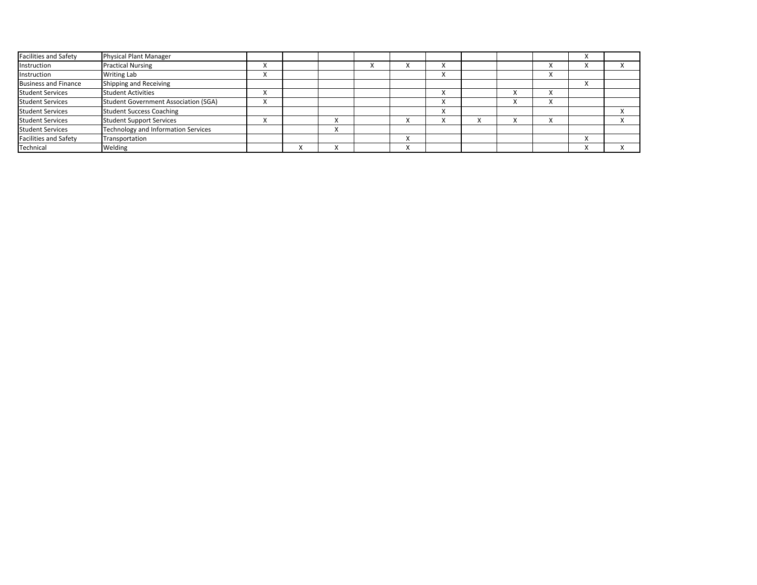| | | | | | | | | | | | | |
|---|---|---|---|---|---|---|---|---|---|---|---|---|
| Facilities and Safety | Physical Plant Manager | | | | | | | | | | X | |
| Instruction | Practical Nursing | X | | | X | X | X | | | X | X | X |
| Instruction | Writing Lab | X | | | | | X | | | X | | |
| Business and Finance | Shipping and Receiving | | | | | | | | | | X | |
| Student Services | Student Activities | X | | | | | X | | X | X | | |
| Student Services | Student Government Association (SGA) | X | | | | | X | | X | X | | |
| Student Services | Student Success Coaching | | | | | | X | | | | | X |
| Student Services | Student Support Services | X | | X | | X | X | X | X | X | | X |
| Student Services | Technology and Information Services | | | X | | | | | | | | |
| Facilities and Safety | Transportation | | | | | X | | | | | X | |
| Technical | Welding | | X | X | | X | | | | | X | X |